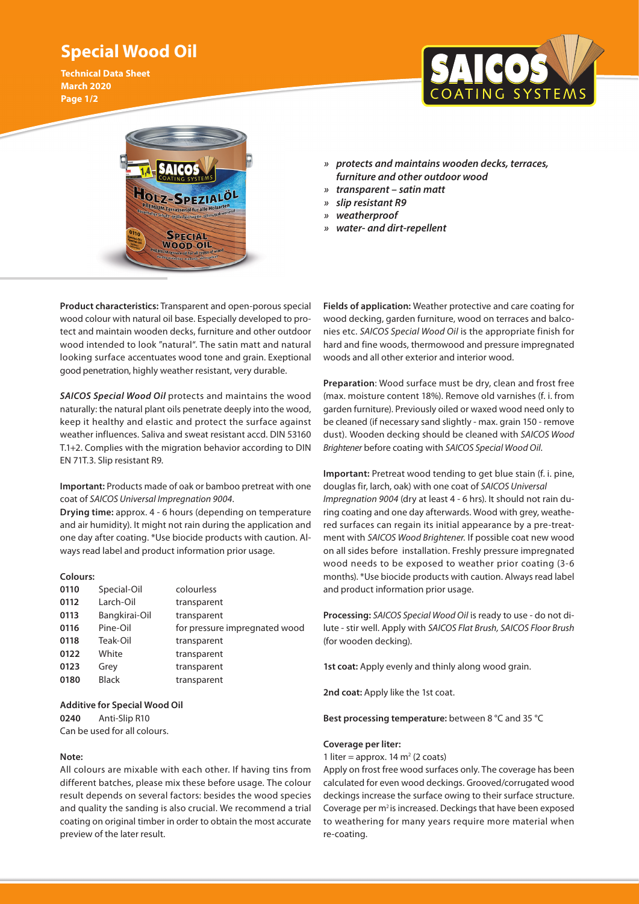# Special Wood Oil

**Technical Data Sheet**
**March 2020**

- » ***protects and maintains wooden decks, terraces, furniture and other outdoor wood***
- » ***transparent – satin matt***
- » ***slip resistant R9***
- » ***weatherproof***
- » ***water- and dirt-repellent***

**Product characteristics:** Transparent and open-porous special wood colour with natural oil base. Especially developed to protect and maintain wooden decks, furniture and other outdoor wood intended to look "natural". The satin matt and natural looking surface accentuates wood tone and grain. Exeptional good penetration, highly weather resistant, very durable.

***SAICOS Special Wood Oil*** protects and maintains the wood naturally: the natural plant oils penetrate deeply into the wood, keep it healthy and elastic and protect the surface against weather influences. Saliva and sweat resistant accd. DIN 53160 T.1+2. Complies with the migration behavior according to DIN EN 71T.3. Slip resistant R9.

**Important:** Products made of oak or bamboo pretreat with one coat of *SAICOS Universal Impregnation 9004*.

**Drying time:** approx. 4 - 6 hours (depending on temperature and air humidity). It might not rain during the application and one day after coating. *Use biocide products with caution. Always read label and product information prior usage.

**Colours:**

| | | |
|---|---|---|
| 0110 | Special-Oil | colourless |
| 0112 | Larch-Oil | transparent |
| 0113 | Bangkirai-Oil | transparent |
| 0116 | Pine-Oil | for pressure impregnated wood |
| 0118 | Teak-Oil | transparent |
| 0122 | White | transparent |
| 0123 | Grey | transparent |
| 0180 | Black | transparent |

**Additive for Special Wood Oil**

0240 Anti-Slip R10
Can be used for all colours.

**Note:**

All colours are mixable with each other. If having tins from different batches, please mix these before usage. The colour result depends on several factors: besides the wood species and quality the sanding is also crucial. We recommend a trial coating on original timber in order to obtain the most accurate preview of the later result.

**Fields of application:** Weather protective and care coating for wood decking, garden furniture, wood on terraces and balconies etc. *SAICOS Special Wood Oil* is the appropriate finish for hard and fine woods, thermowood and pressure impregnated woods and all other exterior and interior wood.

**Preparation**: Wood surface must be dry, clean and frost free (max. moisture content 18%). Remove old varnishes (f. i. from garden furniture). Previously oiled or waxed wood need only to be cleaned (if necessary sand slightly - max. grain 150 - remove dust). Wooden decking should be cleaned with *SAICOS Wood Brightener* before coating with *SAICOS Special Wood Oil*.

**Important:** Pretreat wood tending to get blue stain (f. i. pine, douglas fir, larch, oak) with one coat of *SAICOS Universal Impregnation 9004* (dry at least 4 - 6 hrs). It should not rain during coating and one day afterwards. Wood with grey, weathered surfaces can regain its initial appearance by a pre-treatment with *SAICOS Wood Brightener.* If possible coat new wood on all sides before installation. Freshly pressure impregnated wood needs to be exposed to weather prior coating (3-6 months). *Use biocide products with caution. Always read label and product information prior usage.

**Processing:** *SAICOS Special Wood Oil* is ready to use - do not dilute - stir well. Apply with *SAICOS Flat Brush, SAICOS Floor Brush* (for wooden decking).

**1st coat:** Apply evenly and thinly along wood grain.

**2nd coat:** Apply like the 1st coat.

**Best processing temperature:** between 8 °C and 35 °C

**Coverage per liter:**

1 liter = approx. 14 $m^2$ (2 coats)

Apply on frost free wood surfaces only. The coverage has been calculated for even wood deckings. Grooved/corrugated wood deckings increase the surface owing to their surface structure. Coverage per $m^2$ is increased. Deckings that have been exposed to weathering for many years require more material when re-coating.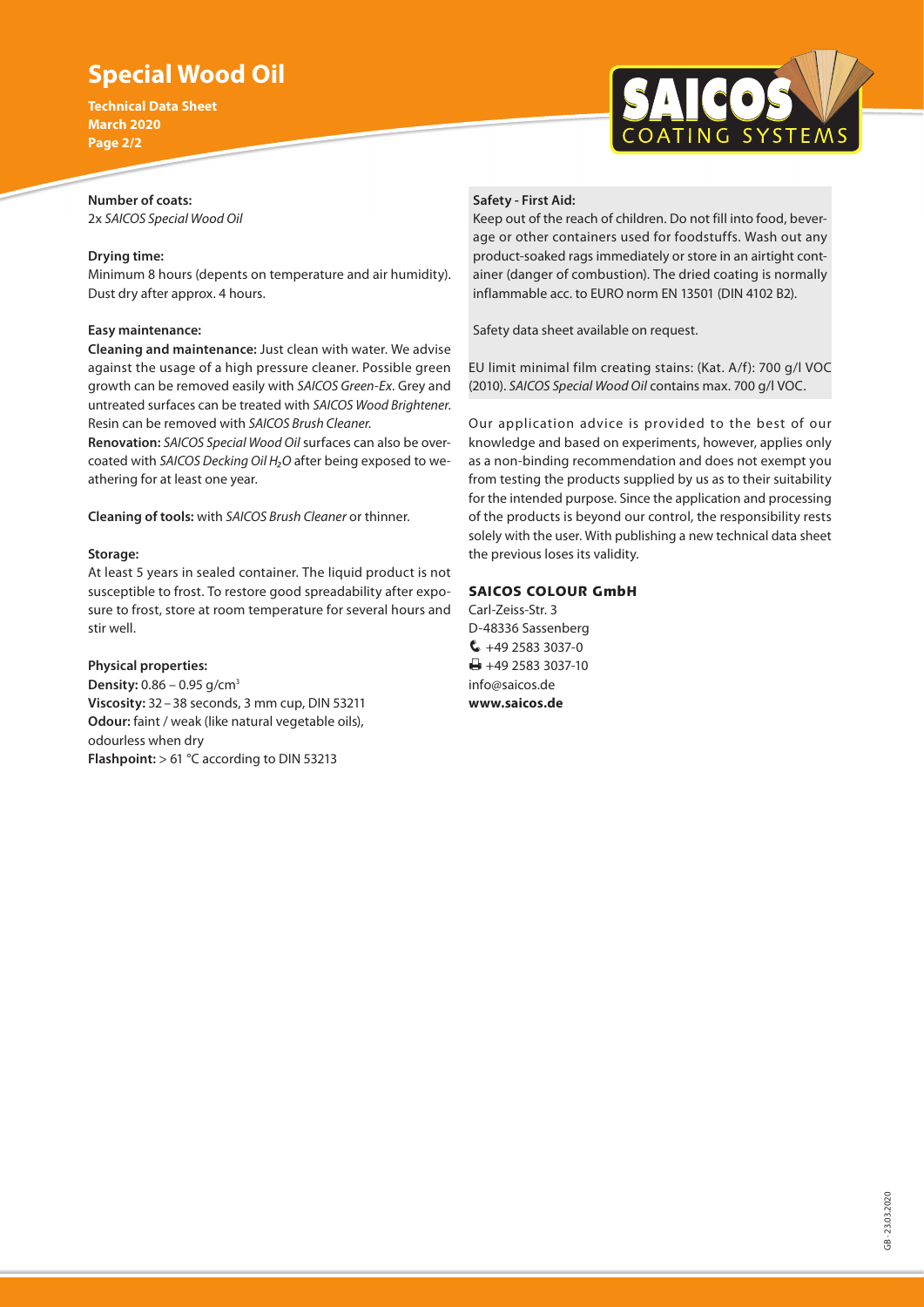# Special Wood Oil

**Technical Data Sheet**
**March 2020**

**Number of coats:**
2x *SAICOS Special Wood Oil*

**Drying time:**
Minimum 8 hours (depents on temperature and air humidity). Dust dry after approx. 4 hours.

**Easy maintenance:**
**Cleaning and maintenance:** Just clean with water. We advise against the usage of a high pressure cleaner. Possible green growth can be removed easily with *SAICOS Green-Ex*. Grey and untreated surfaces can be treated with *SAICOS Wood Brightener*. Resin can be removed with *SAICOS Brush Cleaner*.
**Renovation:** *SAICOS Special Wood Oil* surfaces can also be overcoated with *SAICOS Decking Oil $H_2O$* after being exposed to weathering for at least one year.

**Cleaning of tools:** with *SAICOS Brush Cleaner* or thinner.

**Storage:**
At least 5 years in sealed container. The liquid product is not susceptible to frost. To restore good spreadability after exposure to frost, store at room temperature for several hours and stir well.

**Physical properties:**
**Density:** 0.86 – 0.95 g/cm³
**Viscosity:** 32 – 38 seconds, 3 mm cup, DIN 53211
**Odour:** faint / weak (like natural vegetable oils), odourless when dry
**Flashpoint:** > 61 °C according to DIN 53213

**Safety - First Aid:**
Keep out of the reach of children. Do not fill into food, beverage or other containers used for foodstuffs. Wash out any product-soaked rags immediately or store in an airtight container (danger of combustion). The dried coating is normally inflammable acc. to EURO norm EN 13501 (DIN 4102 B2).

Safety data sheet available on request.

EU limit minimal film creating stains: (Kat. A/f): 700 g/l VOC (2010). *SAICOS Special Wood Oil* contains max. 700 g/l VOC.

Our application advice is provided to the best of our knowledge and based on experiments, however, applies only as a non-binding recommendation and does not exempt you from testing the products supplied by us as to their suitability for the intended purpose. Since the application and processing of the products is beyond our control, the responsibility rests solely with the user. With publishing a new technical data sheet the previous loses its validity.

**SAICOS COLOUR GmbH**
Carl-Zeiss-Str. 3
D-48336 Sassenberg
+49 2583 3037-0
+49 2583 3037-10
info@saicos.de
**www.saicos.de**

GB · 23.03.2020